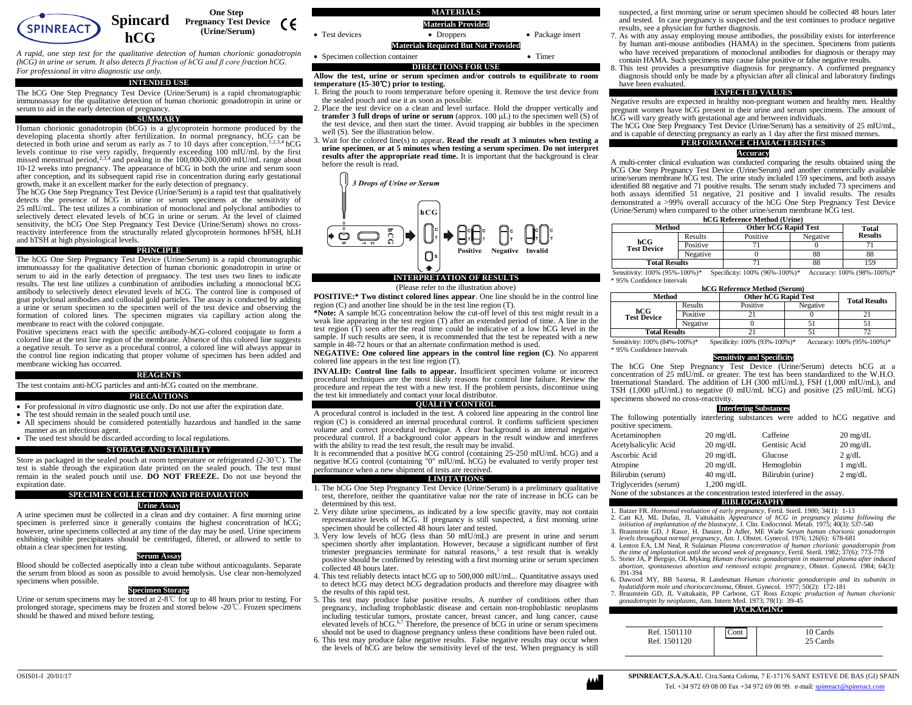# Spincard hCG

**One Step Pregnancy Test Device (Urine/Serum)**

*A rapid, one step test for the qualitative detection of human chorionic gonadotropin (hCG) in urine or serum. It also detects β fraction of hCG and β core fraction hCG. For professional in vitro diagnostic use only.*

## INTENDED USE

The hCG One Step Pregnancy Test Device (Urine/Serum) is a rapid chromatographic immunoassay for the qualitative detection of human chorionic gonadotropin in urine or serum to aid in the early detection of pregnancy.

## SUMMARY

Human chorionic gonadotropin (hCG) is a glycoprotein hormone produced by the developing placenta shortly after fertilization. In normal pregnancy, hCG can be detected in both urine and serum as early as 7 to 10 days after conception.[1,2,3,4] hCG levels continue to rise very rapidly, frequently exceeding 100 mIU/mL by the first missed menstrual period,[2,3,4] and peaking in the 100,000-200,000 mIU/mL range about 10-12 weeks into pregnancy. The appearance of hCG in both the urine and serum soon after conception, and its subsequent rapid rise in concentration during early gestational growth, make it an excellent marker for the early detection of pregnancy.

The hCG One Step Pregnancy Test Device (Urine/Serum) is a rapid test that qualitatively detects the presence of hCG in urine or serum specimens at the sensitivity of 25 mIU/mL. The test utilizes a combination of monoclonal and polyclonal antibodies to selectively detect elevated levels of hCG in urine or serum. At the level of claimed sensitivity, the hCG One Step Pregnancy Test Device (Urine/Serum) shows no cross-reactivity interference from the structurally related glycoprotein hormones hFSH, hLH and hTSH at high physiological levels.

## PRINCIPLE

The hCG One Step Pregnancy Test Device (Urine/Serum) is a rapid chromatographic immunoassay for the qualitative detection of human chorionic gonadotropin in urine or serum to aid in the early detection of pregnancy. The test uses two lines to indicate results. The test line utilizes a combination of antibodies including a monoclonal hCG antibody to selectively detect elevated levels of hCG. The control line is composed of goat polyclonal antibodies and colloidal gold particles. The assay is conducted by adding a urine or serum specimen to the specimen well of the test device and observing the formation of colored lines. The specimen migrates via capillary action along the membrane to react with the colored conjugate.

Positive specimens react with the specific antibody-hCG-colored conjugate to form a colored line at the test line region of the membrane. Absence of this colored line suggests a negative result. To serve as a procedural control, a colored line will always appear in the control line region indicating that proper volume of specimen has been added and membrane wicking has occurred.

## REAGENTS

The test contains anti-hCG particles and anti-hCG coated on the membrane.

## PRECAUTIONS

- For professional *in vitro* diagnostic use only. Do not use after the expiration date.
- The test should remain in the sealed pouch until use.
- All specimens should be considered potentially hazardous and handled in the same manner as an infectious agent.
- The used test should be discarded according to local regulations.

## STORAGE AND STABILITY

Store as packaged in the sealed pouch at room temperature or refrigerated (2-30℃). The test is stable through the expiration date printed on the sealed pouch. The test must remain in the sealed pouch until use. **DO NOT FREEZE.** Do not use beyond the expiration date.

## SPECIMEN COLLECTION AND PREPARATION

### Urine Assay

A urine specimen must be collected in a clean and dry container. A first morning urine specimen is preferred since it generally contains the highest concentration of hCG; however, urine specimens collected at any time of the day may be used. Urine specimens exhibiting visible precipitates should be centrifuged, filtered, or allowed to settle to obtain a clear specimen for testing.

### Serum Assay

Blood should be collected aseptically into a clean tube without anticoagulants. Separate the serum from blood as soon as possible to avoid hemolysis. Use clear non-hemolyzed specimens when possible.

### Specimen Storage

Urine or serum specimens may be stored at 2-8℃ for up to 48 hours prior to testing. For prolonged storage, specimens may be frozen and stored below -20℃. Frozen specimens should be thawed and mixed before testing.

## MATERIALS

### Materials Provided

- Test devices
- Droppers
- Package insert

### Materials Required But Not Provided

- Specimen collection container
- Timer

## DIRECTIONS FOR USE

**Allow the test, urine or serum specimen and/or controls to equilibrate to room temperature (15-30℃) prior to testing.**

1. Bring the pouch to room temperature before opening it. Remove the test device from the sealed pouch and use it as soon as possible.
2. Place the test device on a clean and level surface. Hold the dropper vertically and **transfer 3 full drops of urine or serum** (approx. 100 μL) to the specimen well (S) of the test device, and then start the timer. Avoid trapping air bubbles in the specimen well (S). See the illustration below.
3. Wait for the colored line(s) to appear**. Read the result at 3 minutes when testing a urine specimen**, **or at 5 minutes when testing a serum specimen**. **Do not interpret results after the appropriate read time.** It is important that the background is clear before the result is read.

*3 Drops of Urine or Serum*

Positive | Negative | Invalid

## INTERPRETATION OF RESULTS

(Please refer to the illustration above)

**POSITIVE:\* Two distinct colored lines appear**. One line should be in the control line region (C) and another line should be in the test line region (T).

**\*Note:** A sample hCG concentration below the cut-off level of this test might result in a weak line appearing in the test region (T) after an extended period of time. A line in the test region (T) seen after the read time could be indicative of a low hCG level in the sample. If such results are seen, it is recommended that the test be repeated with a new sample in 48-72 hours or that an alternate confirmation method is used.

**NEGATIVE: One colored line appears in the control line region (C)**. No apparent colored line appears in the test line region (T).

**INVALID: Control line fails to appear.** Insufficient specimen volume or incorrect procedural techniques are the most likely reasons for control line failure. Review the procedure and repeat the test with a new test. If the problem persists, discontinue using the test kit immediately and contact your local distributor.

## QUALITY CONTROL

A procedural control is included in the test. A colored line appearing in the control line region (C) is considered an internal procedural control. It confirms sufficient specimen volume and correct procedural technique. A clear background is an internal negative procedural control. If a background color appears in the result window and interferes with the ability to read the test result, the result may be invalid.

It is recommended that a positive hCG control (containing 25-250 mIU/mL hCG) and a negative hCG control (containing "0" mIU/mL hCG) be evaluated to verify proper test performance when a new shipment of tests are received.

## LIMITATIONS

1. The hCG One Step Pregnancy Test Device (Urine/Serum) is a preliminary qualitative test, therefore, neither the quantitative value nor the rate of increase in hCG can be determined by this test.
2. Very dilute urine specimens, as indicated by a low specific gravity, may not contain representative levels of hCG. If pregnancy is still suspected, a first morning urine specimen should be collected 48 hours later and tested.
3. Very low levels of hCG (less than 50 mIU/mL) are present in urine and serum specimen shortly after implantation. However, because a significant number of first trimester pregnancies terminate for natural reasons,[5] a test result that is weakly positive should be confirmed by retesting with a first morning urine or serum specimen collected 48 hours later.
4. This test reliably detects intact hCG up to 500,000 mIU/mL. Quantitative assays used to detect hCG may detect hCG degradation products and therefore may disagree with the results of this rapid test.
5. This test may produce false positive results. A number of conditions other than pregnancy, including trophoblastic disease and certain non-trophoblastic neoplasms including testicular tumors, prostate cancer, breast cancer, and lung cancer, cause elevated levels of hCG.[6,7] Therefore, the presence of hCG in urine or serum specimens should not be used to diagnose pregnancy unless these conditions have been ruled out.
6. This test may produce false negative results. False negative results may occur when the levels of hCG are below the sensitivity level of the test. When pregnancy is still suspected, a first morning urine or serum specimen should be collected 48 hours later and tested. In case pregnancy is suspected and the test continues to produce negative results, see a physician for further diagnosis.
7. As with any assay employing mouse antibodies, the possibility exists for interference by human anti-mouse antibodies (HAMA) in the specimen. Specimens from patients who have received preparations of monoclonal antibodies for diagnosis or therapy may contain HAMA. Such specimens may cause false positive or false negative results.
8. This test provides a presumptive diagnosis for pregnancy. A confirmed pregnancy diagnosis should only be made by a physician after all clinical and laboratory findings have been evaluated.

## EXPECTED VALUES

Negative results are expected in healthy non-pregnant women and healthy men. Healthy pregnant women have hCG present in their urine and serum specimens. The amount of hCG will vary greatly with gestational age and between individuals.

The hCG One Step Pregnancy Test Device (Urine/Serum) has a sensitivity of 25 mIU/mL, and is capable of detecting pregnancy as early as 1 day after the first missed menses.

## PERFORMANCE CHARACTERISTICS

### Accuracy

A multi-center clinical evaluation was conducted comparing the results obtained using the hCG One Step Pregnancy Test Device (Urine/Serum) and another commercially available urine/serum membrane hCG test. The urine study included 159 specimens, and both assays identified 88 negative and 71 positive results. The serum study included 73 specimens and both assays identified 51 negative, 21 positive and 1 invalid results. The results demonstrated a >99% overall accuracy of the hCG One Step Pregnancy Test Device (Urine/Serum) when compared to the other urine/serum membrane hCG test.

**hCG Reference Method (Urine)**

| Method | | Other hCG Rapid Test | | Total Results |
|---|---|---|---|---|
| | Results | Positive | Negative | |
| hCG Test Device | Positive | 71 | 0 | 71 |
| | Negative | 0 | 88 | 88 |
| Total Results | | 71 | 88 | 159 |

Sensitivity: 100% (95%-100%)* Specificity: 100% (96%-100%)* Accuracy: 100% (98%-100%)*
\* 95% Confidence Intervals

**hCG Reference Method (Serum)**

| Method | | Other hCG Rapid Test | | Total Results |
|---|---|---|---|---|
| | Results | Positive | Negative | |
| hCG Test Device | Positive | 21 | 0 | 21 |
| | Negative | 0 | 51 | 51 |
| Total Results | | 21 | 51 | 72 |

Sensitivity: 100% (84%-100%)* Specificity: 100% (93%-100%)* Accuracy: 100% (95%-100%)*
\* 95% Confidence Intervals

### Sensitivity and Specificity

The hCG One Step Pregnancy Test Device (Urine/Serum) detects hCG at a concentration of 25 mIU/mL or greater. The test has been standardized to the W.H.O. International Standard. The addition of LH (300 mIU/mL), FSH (1,000 mIU/mL), and TSH (1,000 μIU/mL) to negative (0 mIU/mL hCG) and positive (25 mIU/mL hCG) specimens showed no cross-reactivity.

### Interfering Substances

The following potentially interfering substances were added to hCG negative and positive specimens.

| | | | |
|---|---|---|---|
| Acetaminophen | 20 mg/dL | Caffeine | 20 mg/dL |
| Acetylsalicylic Acid | 20 mg/dL | Gentisic Acid | 20 mg/dL |
| Ascorbic Acid | 20 mg/dL | Glucose | 2 g/dL |
| Atropine | 20 mg/dL | Hemoglobin | 1 mg/dL |
| Bilirubin (serum) | 40 mg/dL | Bilirubin (urine) | 2 mg/dL |
| Triglycerides (serum) | 1,200 mg/dL | | |

None of the substances at the concentration tested interfered in the assay.

## BIBLIOGRAPHY

1. Batzer FR. *Hormonal evaluation of early pregnancy*, Fertil. Steril. 1980; 34(1): 1-13
2. Catt KJ, ML Dufau, JL Vaitukaitis *Appearance of hCG in pregnancy plasma following the initiation of implantation of the blastocyte*, J. Clin. Endocrinol. Metab. 1975; 40(3): 537-540
3. Braunstein GD, J Rasor, H. Danzer, D Adler, ME Wade *Serum human chorionic gonadotropin levels throughout normal pregnancy*, Am. J. Obstet. Gynecol. 1976; 126(6): 678-681
4. Lenton EA, LM Neal, R Sulaiman *Plasma concentration of human chorionic gonadotropin from the time of implantation until the second week of pregnancy*, Fertil. Steril. 1982; 37(6): 773-778
5. Steier JA, P Bergsjo, OL Myking *Human chorionic gonadotropin in maternal plasma after induced abortion, spontaneous abortion and removed ectopic pregnancy*, Obstet. Gynecol. 1984; 64(3): 391-394
6. Dawood MY, BB Saxena, R Landesman *Human chorionic gonadotropin and its subunits in hydatidiform mole and choriocarcinoma*, Obstet. Gynecol. 1977; 50(2): 172-181
7. Braunstein GD, JL Vaitukaitis, PP Carbone, GT Ross *Ectopic production of human chorionic gonadotropin by neoplasms*, Ann. Intern Med. 1973; 78(1): 39-45

## PACKAGING

| | | |
|---|---|---|
| Ref. 1501110 | Cont | 10 Cards |
| Ref. 1501120 | | 25 Cards |

OSIS01-I 20/01/17

**SPINREACT,S.A./S.A.U.** Ctra.Santa Coloma, 7 E-17176 SANT ESTEVE DE BAS (GI) SPAIN
Tel. +34 972 69 08 00 Fax +34 972 69 00 99. e-mail: spinreact@spinreact.com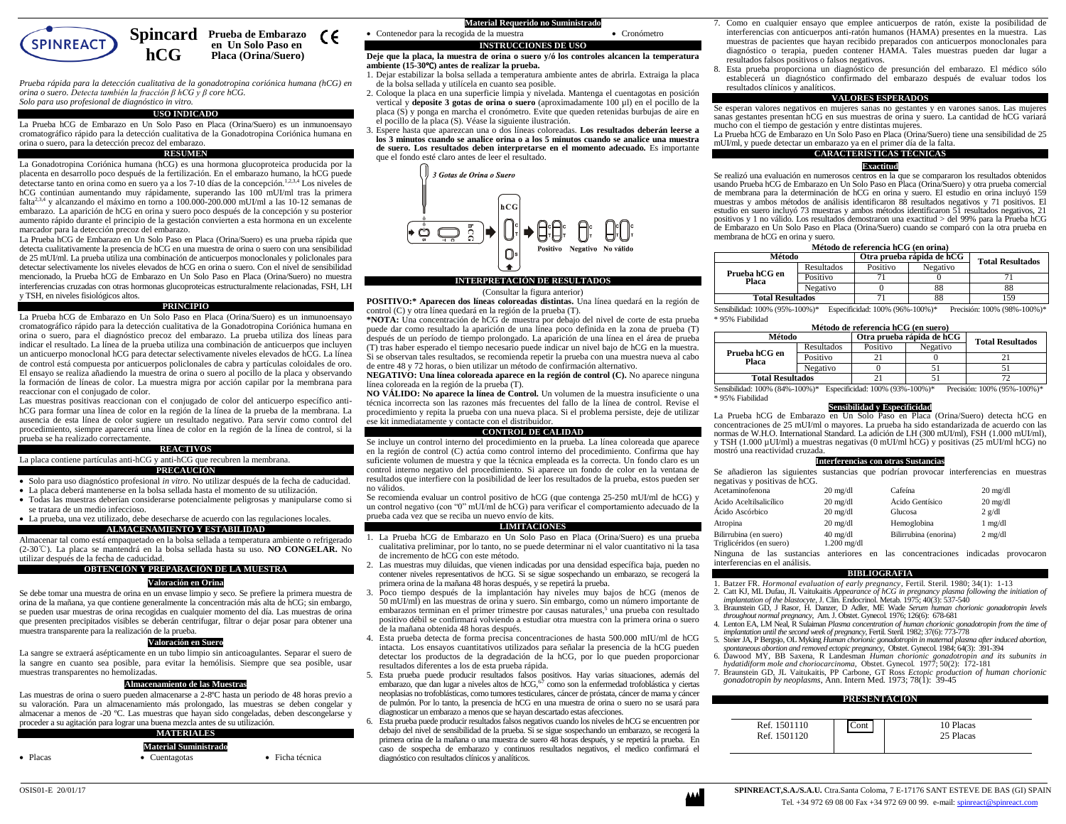# SPINREACT Spincard hCG

**Prueba de Embarazo en Un Solo Paso en Placa (Orina/Suero)**

*Prueba rápida para la detección cualitativa de la gonadotropina coriónica humana (hCG) en orina o suero. Detecta también la fracción β hCG y β core hCG.*
*Solo para uso profesional de diagnóstico in vitro.*

## USO INDICADO

La Prueba hCG de Embarazo en Un Solo Paso en Placa (Orina/Suero) es un inmunoensayo cromatográfico rápido para la detección cualitativa de la Gonadotropina Coriónica humana en orina o suero, para la detección precoz del embarazo.

## RESUMEN

La Gonadotropina Coriónica humana (hCG) es una hormona glucoproteica producida por la placenta en desarrollo poco después de la fertilización. En el embarazo humano, la hCG puede detectarse tanto en orina como en suero ya a los 7-10 días de la concepción.[1,2,3,4] Los niveles de hCG continúan aumentando muy rápidamente, superando las 100 mUI/ml tras la primera falta[2,3,4] y alcanzando el máximo en torno a 100.000-200.000 mUI/ml a las 10-12 semanas de embarazo. La aparición de hCG en orina y suero poco después de la concepción y su posterior aumento rápido durante el principio de la gestación convierten a esta hormona en un excelente marcador para la detección precoz del embarazo.

La Prueba hCG de Embarazo en Un Solo Paso en Placa (Orina/Suero) es una prueba rápida que detecta cualitativamente la presencia de hCG en una muestra de orina o suero con una sensibilidad de 25 mUI/ml. La prueba utiliza una combinación de anticuerpos monoclonales y policlonales para detectar selectivamente los niveles elevados de hCG en orina o suero. Con el nivel de sensibilidad mencionado, la Prueba hCG de Embarazo en Un Solo Paso en Placa (Orina/Suero) no muestra interferencias cruzadas con otras hormonas glucoproteicas estructuralmente relacionadas, FSH, LH y TSH, en niveles fisiológicos altos.

## PRINCIPIO

La Prueba hCG de Embarazo en Un Solo Paso en Placa (Orina/Suero) es un inmunoensayo cromatográfico rápido para la detección cualitativa de hCG en orina o suero, para el diagnóstico precoz del embarazo. La prueba utiliza dos líneas para indicar el resultado. La línea de la prueba utiliza una combinación de anticuerpos que incluyen un anticuerpo monoclonal hCG para detectar selectivamente niveles elevados de hCG. La línea de control está compuesta por anticuerpos policlonales de cabra y partículas coloidales de oro. El ensayo se realiza añadiendo la muestra de orina o suero al pocillo de la placa y observando la formación de líneas de color. La muestra migra por acción capilar por la membrana para reaccionar con el conjugado de color.

Las muestras positivas reaccionan con el conjugado de color del anticuerpo específico anti-hCG para formar una línea de color en la región de la línea de la prueba de la membrana. La ausencia de esta línea de color sugiere un resultado negativo. Para servir como control del procedimiento, siempre aparecerá una línea de color en la región de la línea de control, si la prueba se ha realizado correctamente.

## REACTIVOS

La placa contiene partículas anti-hCG y anti-hCG que recubren la membrana.

## PRECAUCIÓN

- Solo para uso diagnóstico profesional *in vitro*. No utilizar después de la fecha de caducidad.
- La placa deberá mantenerse en la bolsa sellada hasta el momento de su utilización.
- Todas las muestras deberían considerarse potencialmente peligrosas y manipularse como si se tratara de un medio infeccioso.
- La prueba, una vez utilizado, debe desecharse de acuerdo con las regulaciones locales.

## ALMACENAMIENTO Y ESTABILIDAD

Almacenar tal como está empaquetado en la bolsa sellada a temperatura ambiente o refrigerado (2-30℃). La placa se mantendrá en la bolsa sellada hasta su uso. **NO CONGELAR.** No utilizar después de la fecha de caducidad.

## OBTENCIÓN Y PREPARACIÓN DE LA MUESTRA

### Valoración en Orina

Se debe tomar una muestra de orina en un envase limpio y seco. Se prefiere la primera muestra de orina de la mañana, ya que contiene generalmente la concentración más alta de hCG; sin embargo, se pueden usar muestras de orina recogidas en cualquier momento del día. Las muestras de orina que presenten precipitados visibles se deberán centrifugar, filtrar o dejar posar para obtener una muestra transparente para la realización de la prueba.

### Valoración en Suero

La sangre se extraerá asépticamente en un tubo limpio sin anticoagulantes. Separar el suero de la sangre en cuanto sea posible, para evitar la hemólisis. Siempre que sea posible, usar muestras transparentes no hemolizadas.

### Almacenamiento de las Muestras

Las muestras de orina o suero pueden almacenarse a 2-8ºC hasta un periodo de 48 horas previo a su valoración. Para un almacenamiento más prolongado, las muestras se deben congelar y almacenar a menos de -20 ºC. Las muestras que hayan sido congeladas, deben descongelarse y proceder a su agitación para lograr una buena mezcla antes de su utilización.

## MATERIALES

### Material Suministrado

- Placas
- Cuentagotas
- Ficha técnica

### Material Requerido no Suministrado

- Contenedor para la recogida de la muestra
- Cronómetro

## INSTRUCCIONES DE USO

**Deje que la placa, la muestra de orina o suero y/ó los controles alcancen la temperatura ambiente (15-30℃) antes de realizar la prueba.**

1. Dejar estabilizar la bolsa sellada a temperatura ambiente antes de abrirla. Extraiga la placa de la bolsa sellada y utilícela en cuanto sea posible.
2. Coloque la placa en una superficie limpia y nivelada. Mantenga el cuentagotas en posición vertical y **deposite 3 gotas de orina o suero** (aproximadamente 100 µl) en el pocillo de la placa (S) y ponga en marcha el cronómetro. Evite que queden retenidas burbujas de aire en el pocillo de la placa (S). Véase la siguiente ilustración.
3. Espere hasta que aparezcan una o dos líneas coloreadas. **Los resultados deberán leerse a los 3 minutos cuando se analice orina o a los 5 minutos cuando se analice una muestra de suero. Los resultados deben interpretarse en el momento adecuado.** Es importante que el fondo esté claro antes de leer el resultado.

*3 Gotas de Orina o Suero*

Positivo Negativo No válido

## INTERPRETACIÓN DE RESULTADOS

(Consultar la figura anterior)

**POSITIVO:\* Aparecen dos líneas coloreadas distintas.** Una línea quedará en la región de control (C) y otra línea quedará en la región de la prueba (T).

**\*NOTA:** Una concentración de hCG de muestra por debajo del nivel de corte de esta prueba puede dar como resultado la aparición de una línea poco definida en la zona de prueba (T) después de un periodo de tiempo prolongado. La aparición de una línea en el área de prueba (T) tras haber esperado el tiempo necesario puede indicar un nivel bajo de hCG en la muestra. Si se observan tales resultados, se recomienda repetir la prueba con una muestra nueva al cabo de entre 48 y 72 horas, o bien utilizar un método de confirmación alternativo.

**NEGATIVO: Una línea coloreada aparece en la región de control (C).** No aparece ninguna línea coloreada en la región de la prueba (T).

**NO VÁLIDO: No aparece la línea de Control.** Un volumen de la muestra insuficiente o una técnica incorrecta son las razones más frecuentes del fallo de la línea de control. Revise el procedimiento y repita la prueba con una nueva placa. Si el problema persiste, deje de utilizar ese kit inmediatamente y contacte con el distribuidor.

## CONTROL DE CALIDAD

Se incluye un control interno del procedimiento en la prueba. La línea coloreada que aparece en la región de control (C) actúa como control interno del procedimiento. Confirma que hay suficiente volumen de muestra y que la técnica empleada es la correcta. Un fondo claro es un control interno negativo del procedimiento. Si aparece un fondo de color en la ventana de resultados que interfiere con la posibilidad de leer los resultados de la prueba, estos pueden ser no válidos.

Se recomienda evaluar un control positivo de hCG (que contenga 25-250 mUI/ml de hCG) y un control negativo (con "0" mUI/ml de hCG) para verificar el comportamiento adecuado de la prueba cada vez que se reciba un nuevo envío de kits.

## LIMITACIONES

1. La Prueba hCG de Embarazo en Un Solo Paso en Placa (Orina/Suero) es una prueba cualitativa preliminar, por lo tanto, no se puede determinar ni el valor cuantitativo ni la tasa de incremento de hCG con este método.
2. Las muestras muy diluidas, que vienen indicadas por una densidad específica baja, pueden no contener niveles representativos de hCG. Si se sigue sospechando un embarazo, se recogerá la primera orina de la mañana 48 horas después, y se repetirá la prueba.
3. Poco tiempo después de la implantación hay niveles muy bajos de hCG (menos de 50 mUI/ml) en las muestras de orina y suero. Sin embargo, como un número importante de embarazos terminan en el primer trimestre por causas naturales,[5] una prueba con resultado positivo débil se confirmará volviendo a estudiar otra muestra con la primera orina o suero de la mañana obtenida 48 horas después.
4. Esta prueba detecta de forma precisa concentraciones de hasta 500.000 mIU/ml de hCG intacta. Los ensayos cuantitativos utilizados para señalar la presencia de la hCG pueden detectar los productos de la degradación de la hCG, por lo que pueden proporcionar resultados diferentes a los de esta prueba rápida.
5. Esta prueba puede producir resultados falsos positivos. Hay varias situaciones, además del embarazo, que dan lugar a niveles altos de hCG,[6,7] como son la enfermedad trofoblástica y ciertas neoplasias no trofoblásticas, como tumores testiculares, cáncer de próstata, cáncer de mama y cáncer de pulmón. Por lo tanto, la presencia de hCG en una muestra de orina o suero no se usará para diagnosticar un embarazo a menos que se hayan descartado estas afecciones.
6. Esta prueba puede producir resultados falsos negativos cuando los niveles de hCG se encuentren por debajo del nivel de sensibilidad de la prueba. Si se sigue sospechando un embarazo, se recogerá la primera orina de la mañana o una muestra de suero 48 horas después, y se repetirá la prueba. En caso de sospecha de embarazo y continuos resultados negativos, el medico confirmará el diagnóstico con resultados clínicos y analíticos.
7. Como en cualquier ensayo que emplee anticuerpos de ratón, existe la posibilidad de interferencias con anticuerpos anti-ratón humanos (HAMA) presentes en la muestra. Las muestras de pacientes que hayan recibido preparados con anticuerpos monoclonales para diagnóstico o terapia, pueden contener HAMA. Tales muestras pueden dar lugar a resultados falsos positivos o falsos negativos.
8. Esta prueba proporciona un diagnóstico de presunción del embarazo. El médico sólo establecerá un diagnóstico confirmado del embarazo después de evaluar todos los resultados clínicos y analíticos.

## VALORES ESPERADOS

Se esperan valores negativos en mujeres sanas no gestantes y en varones sanos. Las mujeres sanas gestantes presentan hCG en sus muestras de orina y suero. La cantidad de hCG variará mucho con el tiempo de gestación y entre distintas mujeres.

La Prueba hCG de Embarazo en Un Solo Paso en Placa (Orina/Suero) tiene una sensibilidad de 25 mUI/ml, y puede detectar un embarazo ya en el primer día de la falta.

## CARACTERÍSTICAS TÉCNICAS

### Exactitud

Se realizó una evaluación en numerosos centros en la que se compararon los resultados obtenidos usando Prueba hCG de Embarazo en Un Solo Paso en Placa (Orina/Suero) y otra prueba comercial de membrana para la determinación de hCG en orina y suero. El estudio en orina incluyó 159 muestras y ambos métodos de análisis identificaron 88 resultados negativos y 71 positivos. El estudio en suero incluyó 73 muestras y ambos métodos identificaron 51 resultados negativos, 21 positivos y 1 no válido. Los resultados demostraron una exactitud > del 99% para la Prueba hCG de Embarazo en Un Solo Paso en Placa (Orina/Suero) cuando se comparó con la otra prueba en membrana de hCG en orina y suero.

**Método de referencia hCG (en orina)**

| Método | | Otra prueba rápida de hCG | | Total Resultados |
|---|---|---|---|---|
| | Resultados | Positivo | Negativo | |
| Prueba hCG en Placa | Positivo | 71 | 0 | 71 |
| | Negativo | 0 | 88 | 88 |
| Total Resultados | | 71 | 88 | 159 |

Sensibilidad: 100% (95%-100%)\* Especificidad: 100% (96%-100%)\* Precisión: 100% (98%-100%)\*
\* 95% Fiabilidad

**Método de referencia hCG (en suero)**

| Método | | Otra prueba rápida de hCG | | Total Resultados |
|---|---|---|---|---|
| | Resultados | Positivo | Negativo | |
| Prueba hCG en Placa | Positivo | 21 | 0 | 21 |
| | Negativo | 0 | 51 | 51 |
| Total Resultados | | 21 | 51 | 72 |

Sensibilidad: 100% (84%-100%)\* Especificidad: 100% (93%-100%)\* Precisión: 100% (95%-100%)\*
\* 95% Fiabilidad

### Sensibilidad y Especificidad

La Prueba hCG de Embarazo en Un Solo Paso en Placa (Orina/Suero) detecta hCG en concentraciones de 25 mUI/ml o mayores. La prueba ha sido estandarizada de acuerdo con las normas de W.H.O. International Standard. La adición de LH (300 mUI/ml), FSH (1.000 mUI/ml), y TSH (1.000 µUI/ml) a muestras negativas (0 mUI/ml hCG) y positivas (25 mUI/ml hCG) no mostró una reactividad cruzada.

### Interferencias con otras Sustancias

Se añadieron las siguientes sustancias que podrían provocar interferencias en muestras negativas y positivas de hCG.

| | | | |
|---|---|---|---|
| Acetaminofenona | 20 mg/dl | Cafeína | 20 mg/dl |
| Ácido Acetilsalicílico | 20 mg/dl | Ácido Gentísico | 20 mg/dl |
| Ácido Ascórbico | 20 mg/dl | Glucosa | 2 g/dl |
| Atropina | 20 mg/dl | Hemoglobina | 1 mg/dl |
| Bilirrubina (en suero) | 40 mg/dl | Bilirrubina (enorina) | 2 mg/dl |
| Triglicéridos (en suero) | 1.200 mg/dl | | |

Ninguna de las sustancias anteriores en las concentraciones indicadas provocaron interferencias en el análisis.

## BIBLIOGRAFÍA

1. Batzer FR. *Hormonal evaluation of early pregnancy*, Fertil. Steril. 1980; 34(1): 1-13
2. Catt KJ, ML Dufau, JL Vaitukaitis *Appearance of hCG in pregnancy plasma following the initiation of implantation of the blastocyte*, J. Clin. Endocrinol. Metab. 1975; 40(3): 537-540
3. Braunstein GD, J Rasor, H. Danzer, D Adler, ME Wade *Serum human chorionic gonadotropin levels throughout normal pregnancy*, Am. J. Obstet. Gynecol. 1976; 126(6): 678-681
4. Lenton EA, LM Neal, R Sulaiman *Plasma concentration of human chorionic gonadotropin from the time of implantation until the second week of pregnancy*, Fertil. Steril. 1982; 37(6): 773-778
5. Steier JA, P Bergsjo, OL Myking *Human chorionic gonadotropin in maternal plasma after induced abortion, spontaneous abortion and removed ectopic pregnancy*, Obstet. Gynecol. 1984; 64(3): 391-394
6. Dawood MY, BB Saxena, R Landesman *Human chorionic gonadotropin and its subunits in hydatidiform mole and choriocarcinoma*, Obstet. Gynecol. 1977; 50(2): 172-181
7. Braunstein GD, JL Vaitukaitis, PP Carbone, GT Ross *Ectopic production of human chorionic gonadotropin by neoplasms*, Ann. Intern Med. 1973; 78(1): 39-45

## PRESENTACIÓN

| | | |
|---|---|---|
| Ref. 1501110 | Cont | 10 Placas |
| Ref. 1501120 | | 25 Placas |

OSIS01-E 20/01/17

**SPINREACT,S.A./S.A.U.** Ctra.Santa Coloma, 7 E-17176 SANT ESTEVE DE BAS (GI) SPAIN
Tel. +34 972 69 08 00 Fax +34 972 69 00 99. e-mail: spinreact@spinreact.com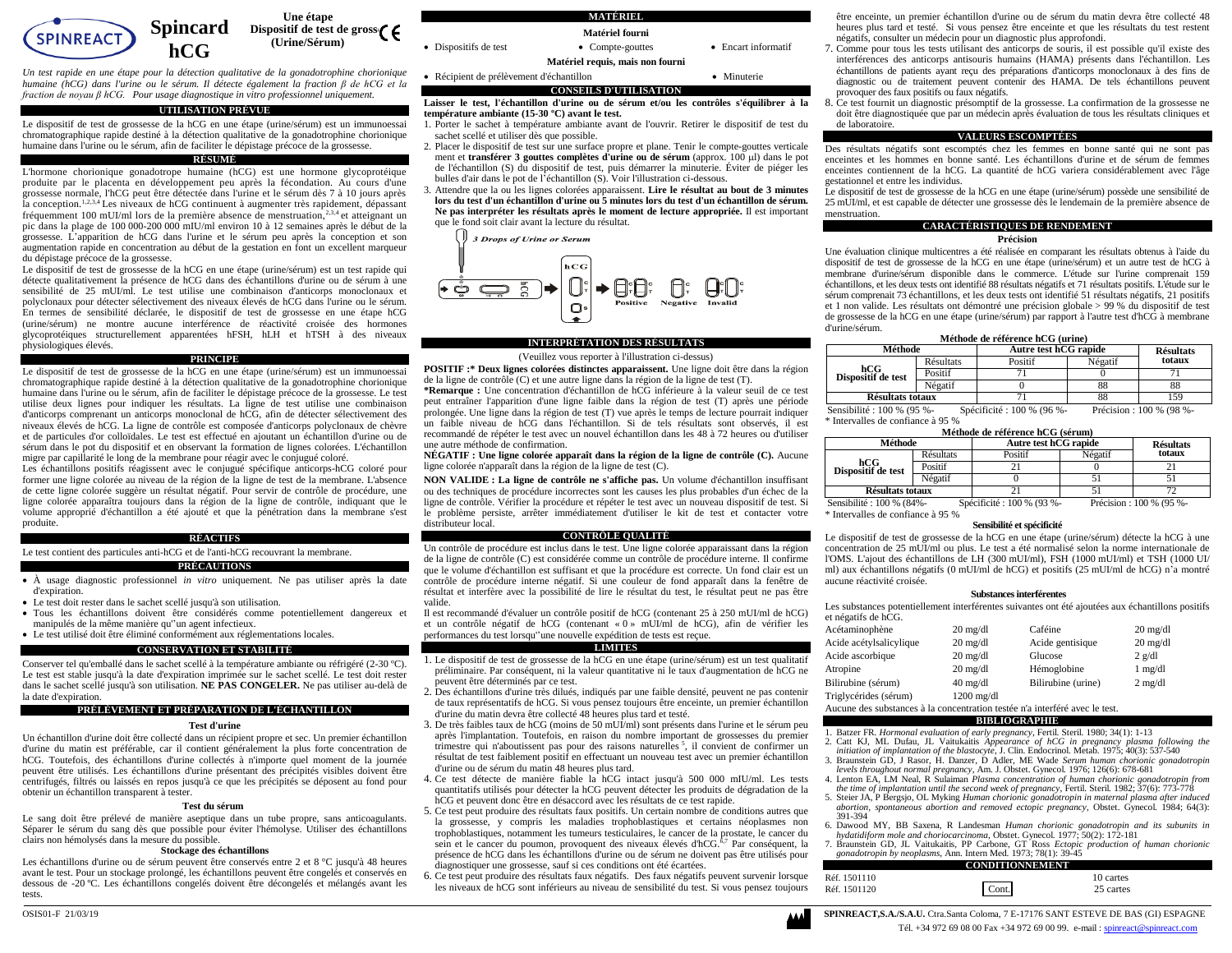# Spincard hCG

**Une étape Dispositif de test de grossesse (Urine/Sérum)**

*Un test rapide en une étape pour la détection qualitative de la gonadotrophine chorionique humaine (hCG) dans l'urine ou le sérum. Il détecte également la fraction β de hCG et la fraction de noyau β hCG. Pour usage diagnostique in vitro professionnel uniquement.*

## UTILISATION PRÉVUE

Le dispositif de test de grossesse de la hCG en une étape (urine/sérum) est un immunoessai chromatographique rapide destiné à la détection qualitative de la gonadotrophine chorionique humaine dans l'urine ou le sérum, afin de faciliter le dépistage précoce de la grossesse.

## RÉSUMÉ

L'hormone chorionique gonadotrope humaine (hCG) est une hormone glycoprotéique produite par le placenta en développement peu après la fécondation. Au cours d'une grossesse normale, l'hCG peut être détectée dans l'urine et le sérum dès 7 à 10 jours après la conception.[1,2,3,4] Les niveaux de hCG continuent à augmenter très rapidement, dépassant fréquemment 100 mUI/ml lors de la première absence de menstruation,[2,3,4] et atteignant un pic dans la plage de 100 000-200 000 mIU/ml environ 10 à 12 semaines après le début de la grossesse. L'apparition de hCG dans l'urine et le sérum peu après la conception et son augmentation rapide en concentration au début de la gestation en font un excellent marqueur du dépistage précoce de la grossesse.

Le dispositif de test de grossesse de la hCG en une étape (urine/sérum) est un test rapide qui détecte qualitativement la présence de hCG dans des échantillons d'urine ou de sérum à une sensibilité de 25 mUI/ml. Le test utilise une combinaison d'anticorps monoclonaux et polyclonaux pour détecter sélectivement des niveaux élevés de hCG dans l'urine ou le sérum. En termes de sensibilité déclarée, le dispositif de test de grossesse en une étape hCG (urine/sérum) ne montre aucune interférence de réactivité croisée des hormones glycoprotéiques structurellement apparentées hFSH, hLH et hTSH à des niveaux physiologiques élevés.

## PRINCIPE

Le dispositif de test de grossesse de la hCG en une étape (urine/sérum) est un immunoessai chromatographique rapide destiné à la détection qualitative de la gonadotrophine chorionique humaine dans l'urine ou le sérum, afin de faciliter le dépistage précoce de la grossesse. Le test utilise deux lignes pour indiquer les résultats. La ligne de test utilise une combinaison d'anticorps comprenant un anticorps monoclonal de hCG, afin de détecter sélectivement des niveaux élevés de hCG. La ligne de contrôle est composée d'anticorps polyclonaux de chèvre et de particules d'or colloïdales. Le test est effectué en ajoutant un échantillon d'urine ou de sérum dans le pot du dispositif et en observant la formation de lignes colorées. L'échantillon migre par capillarité le long de la membrane pour réagir avec le conjugué coloré.

Les échantillons positifs réagissent avec le conjugué spécifique anticorps-hCG coloré pour former une ligne colorée au niveau de la région de la ligne de test de la membrane. L'absence de cette ligne colorée suggère un résultat négatif. Pour servir de contrôle de procédure, une ligne colorée apparaîtra toujours dans la région de la ligne de contrôle, indiquant que le volume approprié d'échantillon a été ajouté et que la pénétration dans la membrane s'est produite.

## RÉACTIFS

Le test contient des particules anti-hCG et de l'anti-hCG recouvrant la membrane.

## PRÉCAUTIONS

- À usage diagnostic professionnel *in vitro* uniquement. Ne pas utiliser après la date d'expiration.
- Le test doit rester dans le sachet scellé jusqu'à son utilisation.
- Tous les échantillons doivent être considérés comme potentiellement dangereux et manipulés de la même manière qu''un agent infectieux.
- Le test utilisé doit être éliminé conformément aux réglementations locales.

## CONSERVATION ET STABILITÉ

Conserver tel qu'emballé dans le sachet scellé à la température ambiante ou réfrigéré (2-30 ºC). Le test est stable jusqu'à la date d'expiration imprimée sur le sachet scellé. Le test doit rester dans le sachet scellé jusqu'à son utilisation. **NE PAS CONGELER.** Ne pas utiliser au-delà de la date d'expiration.

## PRÉLÈVEMENT ET PRÉPARATION DE L'ÉCHANTILLON

### Test d'urine

Un échantillon d'urine doit être collecté dans un récipient propre et sec. Un premier échantillon d'urine du matin est préférable, car il contient généralement la plus forte concentration de hCG. Toutefois, des échantillons d'urine collectés à n'importe quel moment de la journée peuvent être utilisés. Les échantillons d'urine présentant des précipités visibles doivent être centrifugés, filtrés ou laissés en repos jusqu'à ce que les précipités se déposent au fond pour obtenir un échantillon transparent à tester.

### Test du sérum

Le sang doit être prélevé de manière aseptique dans un tube propre, sans anticoagulants. Séparer le sérum du sang dès que possible pour éviter l'hémolyse. Utiliser des échantillons clairs non hémolysés dans la mesure du possible.

### Stockage des échantillons

Les échantillons d'urine ou de sérum peuvent être conservés entre 2 et 8 °C jusqu'à 48 heures avant le test. Pour un stockage prolongé, les échantillons peuvent être congelés et conservés en dessous de -20 ºC. Les échantillons congelés doivent être décongelés et mélangés avant les tests.

## MATÉRIEL

### Matériel fourni

- Dispositifs de test
- Compte-gouttes
- Encart informatif

### Matériel requis, mais non fourni

- Récipient de prélèvement d'échantillon
- Minuterie

## CONSEILS D'UTILISATION

**Laisser le test, l'échantillon d'urine ou de sérum et/ou les contrôles s'équilibrer à la température ambiante (15-30 ºC) avant le test.**

1. Porter le sachet à température ambiante avant de l'ouvrir. Retirer le dispositif de test du sachet scellé et utiliser dès que possible.
2. Placer le dispositif de test sur une surface propre et plane. Tenir le compte-gouttes verticalement et **transférer 3 gouttes complètes d'urine ou de sérum** (approx. 100 µl) dans le pot de l'échantillon (S) du dispositif de test, puis démarrer la minuterie. Éviter de piéger les bulles d'air dans le pot de l'échantillon (S). Voir l'illustration ci-dessous.
3. Attendre que la ou les lignes colorées apparaissent. **Lire le résultat au bout de 3 minutes lors du test d'un échantillon d'urine ou 5 minutes lors du test d'un échantillon de sérum. Ne pas interpréter les résultats après le moment de lecture appropriée.** Il est important que le fond soit clair avant la lecture du résultat.

3 Drops of Urine or Serum — Positive — Negative — Invalid

## INTERPRÉTATION DES RÉSULTATS

(Veuillez vous reporter à l'illustration ci-dessus)

**POSITIF :\* Deux lignes colorées distinctes apparaissent.** Une ligne doit être dans la région de la ligne de contrôle (C) et une autre ligne dans la région de la ligne de test (T).

**\*Remarque :** Une concentration d'échantillon de hCG inférieure à la valeur seuil de ce test peut entraîner l'apparition d'une ligne faible dans la région de test (T) après une période prolongée. Une ligne dans la région de test (T) vue après le temps de lecture pourrait indiquer un faible niveau de hCG dans l'échantillon. Si de tels résultats sont observés, il est recommandé de répéter le test avec un nouvel échantillon dans les 48 à 72 heures ou d'utiliser une autre méthode de confirmation.

**NÉGATIF : Une ligne colorée apparaît dans la région de la ligne de contrôle (C).** Aucune ligne colorée n'apparaît dans la région de la ligne de test (C).

**NON VALIDE : La ligne de contrôle ne s'affiche pas.** Un volume d'échantillon insuffisant ou des techniques de procédure incorrectes sont les causes les plus probables d'un échec de la ligne de contrôle. Vérifier la procédure et répéter le test avec un nouveau dispositif de test. Si le problème persiste, arrêter immédiatement d'utiliser le kit de test et contacter votre distributeur local.

## CONTRÔLE QUALITÉ

Un contrôle de procédure est inclus dans le test. Une ligne colorée apparaissant dans la région de la ligne de contrôle (C) est considérée comme un contrôle de procédure interne. Il confirme que le volume d'échantillon est suffisant et que la procédure est correcte. Un fond clair est un contrôle de procédure interne négatif. Si une couleur de fond apparaît dans la fenêtre de résultat et interfère avec la possibilité de lire le résultat du test, le résultat peut ne pas être valide.

Il est recommandé d'évaluer un contrôle positif de hCG (contenant 25 à 250 mUI/ml de hCG) et un contrôle négatif de hCG (contenant « 0 » mUI/ml de hCG), afin de vérifier les performances du test lorsqu''une nouvelle expédition de tests est reçue.

## LIMITES

1. Le dispositif de test de grossesse de la hCG en une étape (urine/sérum) est un test qualitatif préliminaire. Par conséquent, ni la valeur quantitative ni le taux d'augmentation de hCG ne peuvent être déterminés par ce test.
2. Des échantillons d'urine très dilués, indiqués par une faible densité, peuvent ne pas contenir de taux représentatifs de hCG. Si vous pensez toujours être enceinte, un premier échantillon d'urine du matin devra être collecté 48 heures plus tard et testé.
3. De très faibles taux de hCG (moins de 50 mUI/ml) sont présents dans l'urine et le sérum peu après l'implantation. Toutefois, en raison du nombre important de grossesses du premier trimestre qui n'aboutissent pas pour des raisons naturelles [5], il convient de confirmer un résultat de test faiblement positif en effectuant un nouveau test avec un premier échantillon d'urine ou de sérum du matin 48 heures plus tard.
4. Ce test détecte de manière fiable la hCG intact jusqu'à 500 000 mIU/ml. Les tests quantitatifs utilisés pour détecter la hCG peuvent détecter les produits de dégradation de la hCG et peuvent donc être en désaccord avec les résultats de ce test rapide.
5. Ce test peut produire des résultats faux positifs. Un certain nombre de conditions autres que la grossesse, y compris les maladies trophoblastiques et certains néoplasmes non trophoblastiques, notamment les tumeurs testiculaires, le cancer de la prostate, le cancer du sein et le cancer du poumon, provoquent des niveaux élevés d'hCG.[6,7] Par conséquent, la présence de hCG dans les échantillons d'urine ou de sérum ne doivent pas être utilisés pour diagnostiquer une grossesse, sauf si ces conditions ont été écartées.
6. Ce test peut produire des résultats faux négatifs. Des faux négatifs peuvent survenir lorsque les niveaux de hCG sont inférieurs au niveau de sensibilité du test. Si vous pensez toujours être enceinte, un premier échantillon d'urine ou de sérum du matin devra être collecté 48 heures plus tard et testé. Si vous pensez être enceinte et que les résultats du test restent négatifs, consulter un médecin pour un diagnostic plus approfondi.
7. Comme pour tous les tests utilisant des anticorps de souris, il est possible qu'il existe des interférences des anticorps antisouris humains (HAMA) présents dans l'échantillon. Les échantillons de patients ayant reçu des préparations d'anticorps monoclonaux à des fins de diagnostic ou de traitement peuvent contenir des HAMA. De tels échantillons peuvent provoquer des faux positifs ou faux négatifs.
8. Ce test fournit un diagnostic présomptif de la grossesse. La confirmation de la grossesse ne doit être diagnostiquée que par un médecin après évaluation de tous les résultats cliniques et de laboratoire.

## VALEURS ESCOMPTÉES

Des résultats négatifs sont escomptés chez les femmes en bonne santé qui ne sont pas enceintes et les hommes en bonne santé. Les échantillons d'urine et de sérum de femmes enceintes contiennent de la hCG. La quantité de hCG variera considérablement avec l'âge gestationnel et entre les individus.

Le dispositif de test de grossesse de la hCG en une étape (urine/sérum) possède une sensibilité de 25 mUI/ml, et est capable de détecter une grossesse dès le lendemain de la première absence de menstruation.

## CARACTÉRISTIQUES DE RENDEMENT

### Précision

Une évaluation clinique multicentres a été réalisée en comparant les résultats obtenus à l'aide du dispositif de test de grossesse de la hCG en une étape (urine/sérum) et un autre test de hCG à membrane d'urine/sérum disponible dans le commerce. L'étude sur l'urine comprenait 159 échantillons, et les deux tests ont identifié 88 résultats négatifs et 71 résultats positifs. L'étude sur le sérum comprenait 73 échantillons, et les deux tests ont identifié 51 résultats négatifs, 21 positifs et 1 non valide. Les résultats ont démontré une précision globale > 99 % du dispositif de test de grossesse de la hCG en une étape (urine/sérum) par rapport à l'autre test d'hCG à membrane d'urine/sérum.

**Méthode de référence hCG (urine)**

| Méthode | | Autre test hCG rapide | | Résultats totaux |
|---|---|---|---|---|
| | Résultats | Positif | Négatif | |
| hCG Dispositif de test | Positif | 71 | 0 | 71 |
| | Négatif | 0 | 88 | 88 |
| Résultats totaux | | 71 | 88 | 159 |

Sensibilité : 100 % (95 %- Spécificité : 100 % (96 %- Précision : 100 % (98 %-

\* Intervalles de confiance à 95 %

**Méthode de référence hCG (sérum)**

| Méthode | | Autre test hCG rapide | | Résultats totaux |
|---|---|---|---|---|
| | Résultats | Positif | Négatif | |
| hCG Dispositif de test | Positif | 21 | 0 | 21 |
| | Négatif | 0 | 51 | 51 |
| Résultats totaux | | 21 | 51 | 72 |

Sensibilité : 100 % (84%- Spécificité : 100 % (93 %- Précision : 100 % (95 %-

\* Intervalles de confiance à 95 %

### Sensibilité et spécificité

Le dispositif de test de grossesse de la hCG en une étape (urine/sérum) détecte la hCG à une concentration de 25 mUI/ml ou plus. Le test a été normalisé selon la norme internationale de l'OMS. L'ajout des échantillons de LH (300 mUI/ml), FSH (1000 mUI/ml) et TSH (1000 UI/ml) aux échantillons négatifs (0 mUI/ml de hCG) et positifs (25 mUI/ml de hCG) n'a montré aucune réactivité croisée.

### Substances interférentes

Les substances potentiellement interférentes suivantes ont été ajoutées aux échantillons positifs et négatifs de hCG.

| | | | |
|---|---|---|---|
| Acétaminophène | 20 mg/dl | Caféine | 20 mg/dl |
| Acide acétylsalicylique | 20 mg/dl | Acide gentisique | 20 mg/dl |
| Acide ascorbique | 20 mg/dl | Glucose | 2 g/dl |
| Atropine | 20 mg/dl | Hémoglobine | 1 mg/dl |
| Bilirubine (sérum) | 40 mg/dl | Bilirubine (urine) | 2 mg/dl |
| Triglycérides (sérum) | 1200 mg/dl | | |

Aucune des substances à la concentration testée n'a interféré avec le test.

## BIBLIOGRAPHIE

1. Batzer FR. *Hormonal evaluation of early pregnancy*, Fertil. Steril. 1980; 34(1): 1-13
2. Catt KJ, ML Dufau, JL Vaitukaitis *Appearance of hCG in pregnancy plasma following the initiation of implantation of the blastocyte*, J. Clin. Endocrinol. Metab. 1975; 40(3): 537-540
3. Braunstein GD, J Rasor, H. Danzer, D Adler, ME Wade *Serum human chorionic gonadotropin levels throughout normal pregnancy*, Am. J. Obstet. Gynecol. 1976; 126(6): 678-681
4. Lenton EA, LM Neal, R Sulaiman *Plasma concentration of human chorionic gonadotropin from the time of implantation until the second week of pregnancy*, Fertil. Steril. 1982; 37(6): 773-778
5. Steier JA, P Bergsjo, OL Myking *Human chorionic gonadotropin in maternal plasma after induced abortion, spontaneous abortion and removed ectopic pregnancy*, Obstet. Gynecol. 1984; 64(3): 391-394
6. Dawood MY, BB Saxena, R Landesman *Human chorionic gonadotropin and its subunits in hydatidiform mole and choriocarcinoma*, Obstet. Gynecol. 1977; 50(2): 172-181
7. Braunstein GD, JL Vaitukaitis, PP Carbone, GT Ross *Ectopic production of human chorionic gonadotropin by neoplasms*, Ann. Intern Med. 1973; 78(1): 39-45

## CONDITIONNEMENT

| | | |
|---|---|---|
| Réf. 1501110 | Cont. | 10 cartes |
| Réf. 1501120 | | 25 cartes |

OSIS01-F 21/03/19

**SPINREACT,S.A./S.A.U.** Ctra.Santa Coloma, 7 E-17176 SANT ESTEVE DE BAS (GI) ESPAGNE
Tél. +34 972 69 08 00 Fax +34 972 69 00 99. e-mail : spinreact@spinreact.com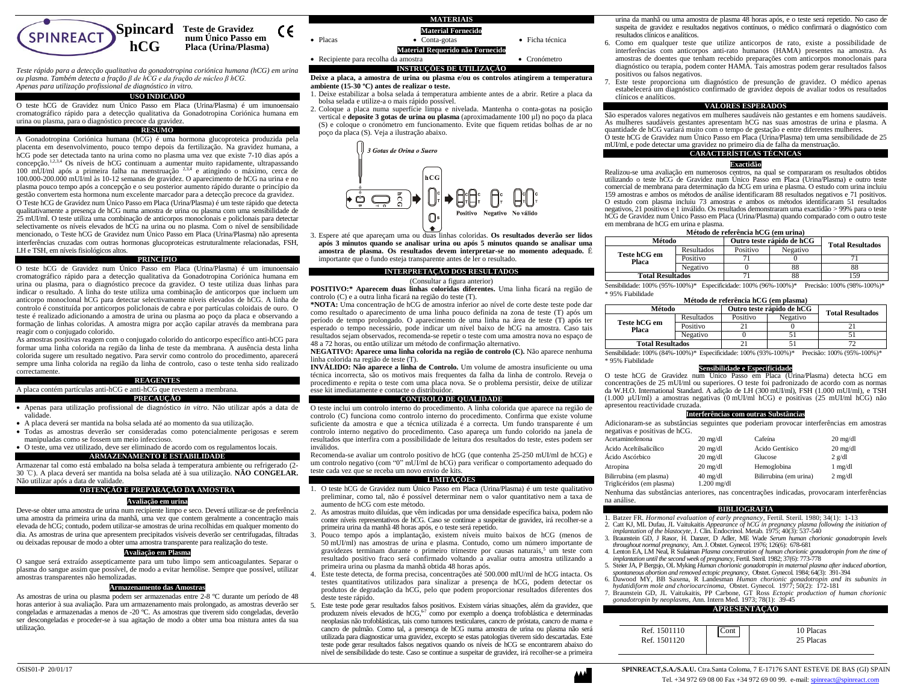# SPINREACT Spincard hCG

## Teste de Gravidez num Único Passo em Placa (Urina/Plasma)

*Teste rápido para a detecção qualitativa da gonadotropina coriónica humana (hCG) em urina ou plasma. Também detecta a fração β de hCG e da fração de núcleo β hCG. Apenas para utilização profissional de diagnóstico in vitro.*

### USO INDICADO

O teste hCG de Gravidez num Único Passo em Placa (Urina/Plasma) é um imunoensaio cromatográfico rápido para a detecção qualitativa da Gonadotropina Coriónica humana em urina ou plasma, para o diagnóstico precoce da gravidez.

### RESUMO

A Gonadotropina Coriónica humana (hCG) é uma hormona glucoproteica produzida pela placenta em desenvolvimento, pouco tempo depois da fertilização. Na gravidez humana, a hCG pode ser detectada tanto na urina como no plasma uma vez que existe 7-10 dias após a concepção.[1,2,3,4] Os níveis de hCG continuam a aumentar muito rapidamente, ultrapassando 100 mUI/ml após a primeira falha na menstruação [2,3,4] e atingindo o máximo, cerca de 100.000-200.000 mUI/ml às 10-12 semanas de gravidez. O aparecimento de hCG na urina e no plasma pouco tempo após a concepção e o seu posterior aumento rápido durante o princípio da gestão convertem esta hormona num excelente marcador para a detecção precoce da gravidez.

O Teste hCG de Gravidez num Único Passo em Placa (Urina/Plasma) é um teste rápido que detecta qualitativamente a presença de hCG numa amostra de urina ou plasma com uma sensibilidade de 25 mUI/ml. O teste utiliza uma combinação de anticorpos monoclonais e policlonais para detectar selectivamente os níveis elevados de hCG na urina ou no plasma. Com o nível de sensibilidade mencionado, o Teste hCG de Gravidez num Único Passo em Placa (Urina/Plasma) não apresenta interferências cruzadas com outras hormonas glucoproteicas estruturalmente relacionadas, FSH, LH e TSH, em níveis fisiológicos altos.

### PRINCÍPIO

O teste hCG de Gravidez num Único Passo em Placa (Urina/Plasma) é um imunoensaio cromatográfico rápido para a detecção qualitativa da Gonadotropina Coriónica humana em urina ou plasma, para o diagnóstico precoce da gravidez. O teste utiliza duas linhas para indicar o resultado. A linha do teste utiliza uma combinação de anticorpos que incluem um anticorpo monoclonal hCG para detectar selectivamente níveis elevados de hCG. A linha de controlo é constituída por anticorpos policlonais de cabra e por partículas coloidais de ouro. O teste é realizado adicionando a amostra de urina ou plasma ao poço da placa e observando a formação de linhas coloridas. A amostra migra por acção capilar através da membrana para reagir com o conjugado colorido.

As amostras positivas reagem com o conjugado colorido do anticorpo específico anti-hCG para formar uma linha colorida na região da linha de teste da membrana. A ausência desta linha colorida sugere um resultado negativo. Para servir como controlo do procedimento, aparecerá sempre uma linha colorida na região da linha de controlo, caso o teste tenha sido realizado correctamente.

### REAGENTES

A placa contém partículas anti-hCG e anti-hCG que revestem a membrana.

### PRECAUÇÃO

- Apenas para utilização profissional de diagnóstico *in vitro*. Não utilizar após a data de validade.
- A placa deverá ser mantida na bolsa selada até ao momento da sua utilização.
- Todas as amostras deverão ser consideradas como potencialmente perigosas e serem manipuladas como se fossem um meio infeccioso.
- O teste, uma vez utilizado, deve ser eliminado de acordo com os regulamentos locais.

### ARMAZENAMENTO E ESTABILIDADE

Armazenar tal como está embalado na bolsa selada à temperatura ambiente ou refrigerado (2-30 ℃). A placa deverá ser mantida na bolsa selada até à sua utilização. **NÃO CONGELAR.** Não utilizar após a data de validade.

### OBTENÇÃO E PREPARAÇÃO DA AMOSTRA

#### Avaliação em urina

Deve-se obter uma amostra de urina num recipiente limpo e seco. Deverá utilizar-se de preferência uma amostra da primeira urina da manhã, uma vez que contem geralmente a concentração mais elevada de hCG; contudo, podem utilizar-se amostras de urina recolhidas em qualquer momento do dia. As amostras de urina que apresentem precipitados visíveis deverão ser centrifugadas, filtradas ou deixadas repousar de modo a obter uma amostra transparente para realização do teste.

#### Avaliação em Plasma

O sangue será extraído assepticamente para um tubo limpo sem anticoagulantes. Separar o plasma do sangue assim que possível, de modo a evitar hemólise. Sempre que possível, utilizar amostras transparentes não hemolizadas.

#### Armazenamento das Amostras

As amostras de urina ou plasma podem ser armazenadas entre 2-8 ºC durante um período de 48 horas anterior à sua avaliação. Para um armazenamento mais prolongado, as amostras deverão ser congeladas e armazenadas a menos de -20 ºC. As amostras que tiverem sido congeladas, deverão ser descongeladas e proceder-se à sua agitação de modo a obter uma boa mistura antes da sua utilização.

### MATERIAIS

**Material Fornecido**

- Placas
- Conta-gotas
- Ficha técnica

**Material Requerido não Fornecido**

- Recipiente para recolha da amostra
- Cronómetro

### INSTRUÇÕES DE UTILIZAÇÃO

**Deixe a placa, a amostra de urina ou plasma e/ou os controlos atingirem a temperatura ambiente (15-30 ºC) antes de realizar o teste.**

1. Deixe estabilizar a bolsa selada à temperatura ambiente antes de a abrir. Retire a placa da bolsa selada e utilize-a o mais rápido possível.
2. Coloque a placa numa superfície limpa e nivelada. Mantenha o conta-gotas na posição vertical e **deposite 3 gotas de urina ou plasma** (aproximadamente 100 µl) no poço da placa (S) e coloque o cronómetro em funcionamento. Evite que fiquem retidas bolhas de ar no poço da placa (S). Veja a ilustração abaixo.

3 Gotas de Orina o Suero

hCG

Positivo Negativo No válido

3. Espere até que apareçam uma ou duas linhas coloridas. **Os resultados deverão ser lidos após 3 minutos quando se analisar urina ou após 5 minutos quando se analisar uma amostra de plasma. Os resultados devem interpretar-se no momento adequado.** É importante que o fundo esteja transparente antes de ler o resultado.

### INTERPRETAÇÃO DOS RESULTADOS

(Consultar a figura anterior)

**POSITIVO:\* Aparecem duas linhas coloridas diferentes.** Uma linha ficará na região de controlo (C) e a outra linha ficará na região do teste (T).

**\*NOTA:** Uma concentração de hCG de amostra inferior ao nível de corte deste teste pode dar como resultado o aparecimento de uma linha pouco definida na zona de teste (T) após um período de tempo prolongado. O aparecimento de uma linha na área de teste (T) após ter esperado o tempo necessário, pode indicar um nível baixo de hCG na amostra. Caso tais resultados sejam observados, recomenda-se repetir o teste com uma amostra nova no espaço de 48 a 72 horas, ou então utilizar um método de confirmação alternativo.

**NEGATIVO: Aparece uma linha colorida na região de controlo (C).** Não aparece nenhuma linha colorida na região de teste (T).

**INVÁLIDO: Não aparece a linha de Controlo.** Um volume de amostra insuficiente ou uma técnica incorrecta, são os motivos mais frequentes da falha da linha de controlo. Reveja o procedimento e repita o teste com uma placa nova. Se o problema persistir, deixe de utilizar esse kit imediatamente e contacte o distribuidor.

### CONTROLO DE QUALIDADE

O teste inclui um controlo interno do procedimento. A linha colorida que aparece na região de controlo (C) funciona como controlo interno do procedimento. Confirma que existe volume suficiente da amostra e que a técnica utilizada é a correcta. Um fundo transparente é um controlo interno negativo do procedimento. Caso apareça um fundo colorido na janela de resultados que interfira com a possibilidade de leitura dos resultados do teste, estes podem ser inválidos.

Recomenda-se avaliar um controlo positivo de hCG (que contenha 25-250 mUI/ml de hCG) e um controlo negativo (com "0" mUI/ml de hCG) para verificar o comportamento adequado do teste cada vez que se receba um novo envio de kits.

### LIMITAÇÕES

1. O teste hCG de Gravidez num Único Passo em Placa (Urina/Plasma) é um teste qualitativo preliminar, como tal, não é possível determinar nem o valor quantitativo nem a taxa de aumento de hCG com este método.
2. As amostras muito diluídas, que vêm indicadas por uma densidade específica baixa, podem não conter níveis representativos de hCG. Caso se continue a suspeitar de gravidez, irá recolher-se a primeira urina da manhã 48 horas após, e o teste será repetido.
3. Pouco tempo após a implantação, existem níveis muito baixos de hCG (menos de 50 mUI/ml) nas amostras de urina e plasma. Contudo, como um número importante de gravidezes terminam durante o primeiro trimestre por causas naturais,[5] um teste com resultado positivo fraco será confirmado voltando a avaliar outra amostra utilizando a primeira urina ou plasma da manhã obtida 48 horas após.
4. Este teste detecta, de forma precisa, concentrações até 500.000 mIU/ml de hCG intacta. Os testes quantitativos utilizados para sinalizar a presença de hCG, podem detectar os produtos de degradação da hCG, pelo que podem proporcionar resultados diferentes dos deste teste rápido.
5. Este teste pode gerar resultados falsos positivos. Existem várias situações, além da gravidez, que produzem níveis elevados de hCG,[6,7] como por exemplo a doença trofoblástica e determinadas neoplasias não trofoblásticas, tais como tumores testiculares, cancro de próstata, cancro de mama e cancro de pulmão. Como tal, a presença de hCG numa amostra de urina ou plasma não será utilizada para diagnosticar uma gravidez, excepto se estas patologias tiverem sido descartadas. Este teste pode gerar resultados falsos negativos quando os níveis de hCG se encontrarem abaixo do nível de sensibilidade do teste. Caso se continue a suspeitar de gravidez, irá recolher-se a primeira urina da manhã ou uma amostra de plasma 48 horas após, e o teste será repetido. No caso de suspeita de gravidez e resultados negativos contínuos, o médico confirmará o diagnóstico com resultados clínicos e analíticos.
6. Como em qualquer teste que utilize anticorpos de rato, existe a possibilidade de interferências com anticorpos anti-rato humanos (HAMA) presentes na amostra. As amostras de doentes que tenham recebido preparações com anticorpos monoclonais para diagnóstico ou terapia, podem conter HAMA. Tais amostras podem gerar resultados falsos positivos ou falsos negativos.
7. Este teste proporciona um diagnóstico de presunção de gravidez. O médico apenas estabelecerá um diagnóstico confirmado de gravidez depois de avaliar todos os resultados clínicos e analíticos.

### VALORES ESPERADOS

São esperados valores negativos em mulheres saudáveis não gestantes e em homens saudáveis. As mulheres saudáveis gestantes apresentam hCG nas suas amostras de urina e plasma. A quantidade de hCG variará muito com o tempo de gestação e entre diferentes mulheres.

O teste hCG de Gravidez num Único Passo em Placa (Urina/Plasma) tem uma sensibilidade de 25 mUI/ml, e pode detectar uma gravidez no primeiro dia de falha da menstruação.

### CARACTERÍSTICAS TÉCNICAS

#### Exactidão

Realizou-se uma avaliação em numerosos centros, na qual se compararam os resultados obtidos utilizando o teste hCG de Gravidez num Único Passo em Placa (Urina/Plasma) e outro teste comercial de membrana para determinação da hCG em urina e plasma. O estudo com urina incluiu 159 amostras e ambos os métodos de análise identificaram 88 resultados negativos e 71 positivos. O estudo com plasma incluiu 73 amostras e ambos os métodos identificaram 51 resultados negativos, 21 positivos e 1 inválido. Os resultados demonstraram uma exactidão > 99% para o teste hCG de Gravidez num Único Passo em Placa (Urina/Plasma) quando comparado com o outro teste em membrana de hCG em urina e plasma.

**Método de referência hCG (em urina)**

| Método | | Outro teste rápido de hCG | | Total Resultados |
|---|---|---|---|---|
| | Resultados | Positivo | Negativo | |
| Teste hCG em Placa | Positivo | 71 | 0 | 71 |
| | Negativo | 0 | 88 | 88 |
| Total Resultados | | 71 | 88 | 159 |

Sensibilidade: 100% (95%-100%)* Especificidade: 100% (96%-100%)* Precisão: 100% (98%-100%)*
\* 95% Fiabilidade

**Método de referência hCG (em plasma)**

| Método | | Outro teste rápido de hCG | | Total Resultados |
|---|---|---|---|---|
| | Resultados | Positivo | Negativo | |
| Teste hCG em Placa | Positivo | 21 | 0 | 21 |
| | Negativo | 0 | 51 | 51 |
| Total Resultados | | 21 | 51 | 72 |

Sensibilidade: 100% (84%-100%)* Especificidade: 100% (93%-100%)* Precisão: 100% (95%-100%)*
\* 95% Fiabilidade

#### Sensibilidade e Especificidade

O teste hCG de Gravidez num Único Passo em Placa (Urina/Plasma) detecta hCG em concentrações de 25 mUI/ml ou superiores. O teste foi padronizado de acordo com as normas da W.H.O. International Standard. A adição de LH (300 mUI/ml), FSH (1.000 mUI/ml), e TSH (1.000 µUI/ml) a amostras negativas (0 mUI/ml hCG) e positivas (25 mUI/ml hCG) não apresentou reactividade cruzada.

#### Interferências com outras Substâncias

Adicionaram-se as substâncias seguintes que poderiam provocar interferências em amostras negativas e positivas de hCG.

| | | | |
|---|---|---|---|
| Acetaminofenona | 20 mg/dl | Cafeína | 20 mg/dl |
| Ácido Acetilsalicílico | 20 mg/dl | Ácido Gentísico | 20 mg/dl |
| Ácido Ascórbico | 20 mg/dl | Glucose | 2 g/dl |
| Atropina | 20 mg/dl | Hemoglobina | 1 mg/dl |
| Bilirrubina (em plasma) | 40 mg/dl | Bilirrubina (em urina) | 2 mg/dl |
| Triglicéridos (em plasma) | 1.200 mg/dl | | |

Nenhuma das substâncias anteriores, nas concentrações indicadas, provocaram interferências na análise.

### BIBLIOGRAFIA

1. Batzer FR. *Hormonal evaluation of early pregnancy*, Fertil. Steril. 1980; 34(1): 1-13
2. Catt KJ, ML Dufau, JL Vaitukaitis *Appearance of hCG in pregnancy plasma following the initiation of implantation of the blastocyte*, J. Clin. Endocrinol. Metab. 1975; 40(3): 537-540
3. Braunstein GD, J Rasor, H. Danzer, D Adler, ME Wade *Serum human chorionic gonadotropin levels throughout normal pregnancy*, Am. J. Obstet. Gynecol. 1976; 126(6): 678-681
4. Lenton EA, LM Neal, R Sulaiman *Plasma concentration of human chorionic gonadotropin from the time of implantation until the second week of pregnancy*, Fertil. Steril. 1982; 37(6): 773-778
5. Steier JA, P Bergsjo, OL Myking *Human chorionic gonadotropin in maternal plasma after induced abortion, spontaneous abortion and removed ectopic pregnancy*, Obstet. Gynecol. 1984; 64(3): 391-394
6. Dawood MY, BB Saxena, R Landesman *Human chorionic gonadotropin and its subunits in hydatidiform mole and choriocarcinoma*, Obstet. Gynecol. 1977; 50(2): 172-181
7. Braunstein GD, JL Vaitukaitis, PP Carbone, GT Ross *Ectopic production of human chorionic gonadotropin by neoplasms*, Ann. Intern Med. 1973; 78(1): 39-45

### APRESENTAÇÃO

| | | |
|---|---|---|
| Ref. 1501110 | Cont | 10 Placas |
| Ref. 1501120 | | 25 Placas |

OSIS01-P 20/01/17

SPINREACT,S.A./S.A.U. Ctra.Santa Coloma, 7 E-17176 SANT ESTEVE DE BAS (GI) SPAIN
Tel. +34 972 69 08 00 Fax +34 972 69 00 99. e-mail: spinreact@spinreact.com